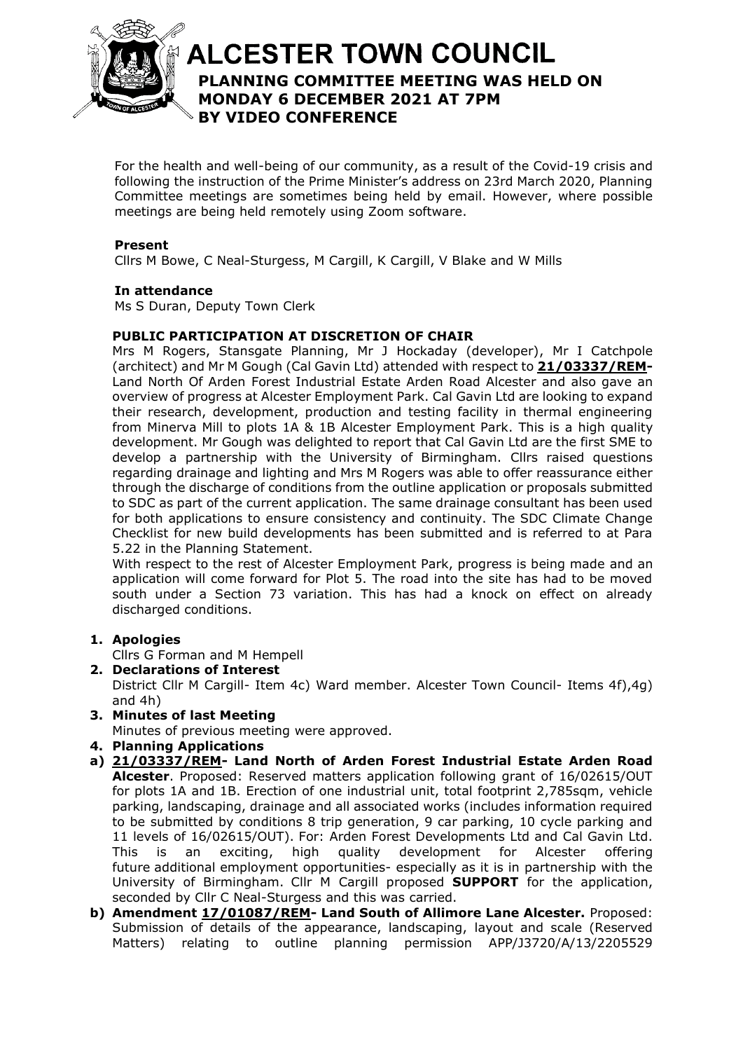# ALCESTER TOWN COUNCIL

## PLANNING COMMITTEE MEETING WAS HELD ON MONDAY 6 DECEMBER 2021 AT 7PM BY VIDEO CONFERENCE

For the health and well-being of our community, as a result of the Covid-19 crisis and following the instruction of the Prime Minister's address on 23rd March 2020, Planning Committee meetings are sometimes being held by email. However, where possible meetings are being held remotely using Zoom software.

**Present**

Cllrs M Bowe, C Neal-Sturgess, M Cargill, K Cargill, V Blake and W Mills

**In attendance**

Ms S Duran, Deputy Town Clerk

**PUBLIC PARTICIPATION AT DISCRETION OF CHAIR**

Mrs M Rogers, Stansgate Planning, Mr J Hockaday (developer), Mr I Catchpole (architect) and Mr M Gough (Cal Gavin Ltd) attended with respect to **21/03337/REM-** Land North Of Arden Forest Industrial Estate Arden Road Alcester and also gave an overview of progress at Alcester Employment Park. Cal Gavin Ltd are looking to expand their research, development, production and testing facility in thermal engineering from Minerva Mill to plots 1A & 1B Alcester Employment Park. This is a high quality development. Mr Gough was delighted to report that Cal Gavin Ltd are the first SME to develop a partnership with the University of Birmingham. Cllrs raised questions regarding drainage and lighting and Mrs M Rogers was able to offer reassurance either through the discharge of conditions from the outline application or proposals submitted to SDC as part of the current application. The same drainage consultant has been used for both applications to ensure consistency and continuity. The SDC Climate Change Checklist for new build developments has been submitted and is referred to at Para 5.22 in the Planning Statement.

With respect to the rest of Alcester Employment Park, progress is being made and an application will come forward for Plot 5. The road into the site has had to be moved south under a Section 73 variation. This has had a knock on effect on already discharged conditions.

1. **Apologies**
   Cllrs G Forman and M Hempell
2. **Declarations of Interest**
   District Cllr M Cargill- Item 4c) Ward member. Alcester Town Council- Items 4f),4g) and 4h)
3. **Minutes of last Meeting**
   Minutes of previous meeting were approved.
4. **Planning Applications**

**a) 21/03337/REM- Land North of Arden Forest Industrial Estate Arden Road Alcester**. Proposed: Reserved matters application following grant of 16/02615/OUT for plots 1A and 1B. Erection of one industrial unit, total footprint 2,785sqm, vehicle parking, landscaping, drainage and all associated works (includes information required to be submitted by conditions 8 trip generation, 9 car parking, 10 cycle parking and 11 levels of 16/02615/OUT). For: Arden Forest Developments Ltd and Cal Gavin Ltd. This is an exciting, high quality development for Alcester offering future additional employment opportunities- especially as it is in partnership with the University of Birmingham. Cllr M Cargill proposed **SUPPORT** for the application, seconded by Cllr C Neal-Sturgess and this was carried.

**b) Amendment 17/01087/REM- Land South of Allimore Lane Alcester.** Proposed: Submission of details of the appearance, landscaping, layout and scale (Reserved Matters) relating to outline planning permission APP/J3720/A/13/2205529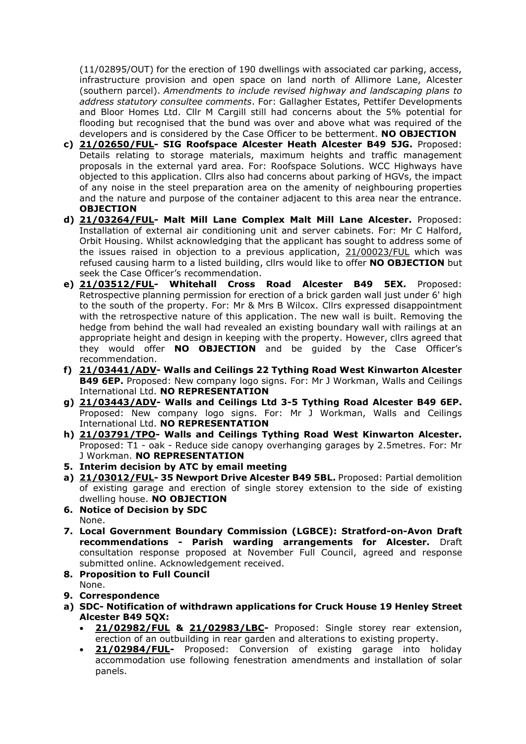(11/02895/OUT) for the erection of 190 dwellings with associated car parking, access, infrastructure provision and open space on land north of Allimore Lane, Alcester (southern parcel). *Amendments to include revised highway and landscaping plans to address statutory consultee comments*. For: Gallagher Estates, Pettifer Developments and Bloor Homes Ltd. Cllr M Cargill still had concerns about the 5% potential for flooding but recognised that the bund was over and above what was required of the developers and is considered by the Case Officer to be betterment. **NO OBJECTION**

c) **21/02650/FUL- SIG Roofspace Alcester Heath Alcester B49 5JG.** Proposed: Details relating to storage materials, maximum heights and traffic management proposals in the external yard area. For: Roofspace Solutions. WCC Highways have objected to this application. Cllrs also had concerns about parking of HGVs, the impact of any noise in the steel preparation area on the amenity of neighbouring properties and the nature and purpose of the container adjacent to this area near the entrance. **OBJECTION**

d) **21/03264/FUL- Malt Mill Lane Complex Malt Mill Lane Alcester.** Proposed: Installation of external air conditioning unit and server cabinets. For: Mr C Halford, Orbit Housing. Whilst acknowledging that the applicant has sought to address some of the issues raised in objection to a previous application, 21/00023/FUL which was refused causing harm to a listed building, cllrs would like to offer **NO OBJECTION** but seek the Case Officer's recommendation.

e) **21/03512/FUL- Whitehall Cross Road Alcester B49 5EX.** Proposed: Retrospective planning permission for erection of a brick garden wall just under 6' high to the south of the property. For: Mr & Mrs B Wilcox. Cllrs expressed disappointment with the retrospective nature of this application. The new wall is built. Removing the hedge from behind the wall had revealed an existing boundary wall with railings at an appropriate height and design in keeping with the property. However, cllrs agreed that they would offer **NO OBJECTION** and be guided by the Case Officer's recommendation.

f) **21/03441/ADV- Walls and Ceilings 22 Tything Road West Kinwarton Alcester B49 6EP.** Proposed: New company logo signs. For: Mr J Workman, Walls and Ceilings International Ltd. **NO REPRESENTATION**

g) **21/03443/ADV- Walls and Ceilings Ltd 3-5 Tything Road Alcester B49 6EP.** Proposed: New company logo signs. For: Mr J Workman, Walls and Ceilings International Ltd. **NO REPRESENTATION**

h) **21/03791/TPO- Walls and Ceilings Tything Road West Kinwarton Alcester.** Proposed: T1 - oak - Reduce side canopy overhanging garages by 2.5metres. For: Mr J Workman. **NO REPRESENTATION**

**5. Interim decision by ATC by email meeting**

a) **21/03012/FUL- 35 Newport Drive Alcester B49 5BL.** Proposed: Partial demolition of existing garage and erection of single storey extension to the side of existing dwelling house. **NO OBJECTION**

**6. Notice of Decision by SDC**

None.

**7. Local Government Boundary Commission (LGBCE): Stratford-on-Avon Draft recommendations - Parish warding arrangements for Alcester.** Draft consultation response proposed at November Full Council, agreed and response submitted online. Acknowledgement received.

**8. Proposition to Full Council**

None.

**9. Correspondence**

a) **SDC- Notification of withdrawn applications for Cruck House 19 Henley Street Alcester B49 5QX:**

- **21/02982/FUL & 21/02983/LBC-** Proposed: Single storey rear extension, erection of an outbuilding in rear garden and alterations to existing property.
- **21/02984/FUL-** Proposed: Conversion of existing garage into holiday accommodation use following fenestration amendments and installation of solar panels.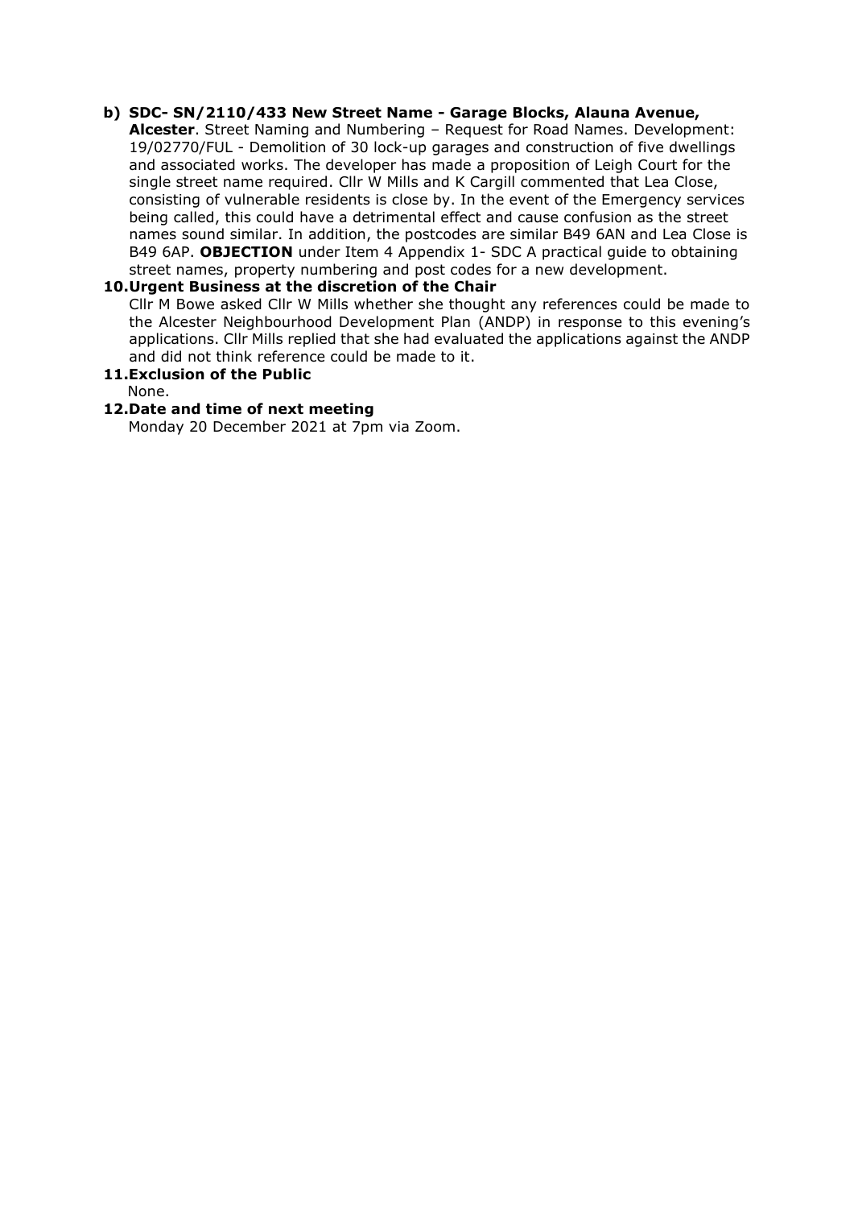**b) SDC- SN/2110/433 New Street Name - Garage Blocks, Alauna Avenue, Alcester**. Street Naming and Numbering – Request for Road Names. Development: 19/02770/FUL - Demolition of 30 lock-up garages and construction of five dwellings and associated works. The developer has made a proposition of Leigh Court for the single street name required. Cllr W Mills and K Cargill commented that Lea Close, consisting of vulnerable residents is close by. In the event of the Emergency services being called, this could have a detrimental effect and cause confusion as the street names sound similar. In addition, the postcodes are similar B49 6AN and Lea Close is B49 6AP. **OBJECTION** under Item 4 Appendix 1- SDC A practical guide to obtaining street names, property numbering and post codes for a new development.

**10. Urgent Business at the discretion of the Chair**

Cllr M Bowe asked Cllr W Mills whether she thought any references could be made to the Alcester Neighbourhood Development Plan (ANDP) in response to this evening's applications. Cllr Mills replied that she had evaluated the applications against the ANDP and did not think reference could be made to it.

**11. Exclusion of the Public**

None.

**12. Date and time of next meeting**

Monday 20 December 2021 at 7pm via Zoom.